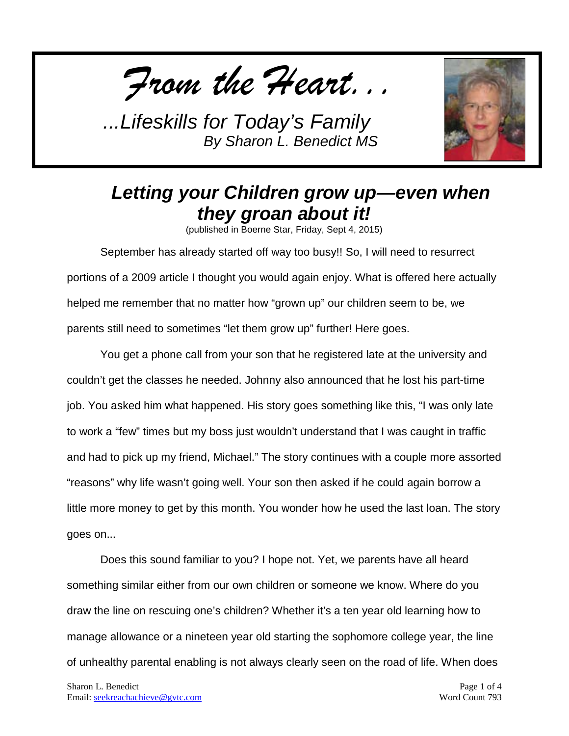*From the Heart...*

*...Lifeskills for Today's Family*
*By Sharon L. Benedict MS*

# *Letting your Children grow up—even when they groan about it!*

(published in Boerne Star, Friday, Sept 4, 2015)

September has already started off way too busy!! So, I will need to resurrect portions of a 2009 article I thought you would again enjoy. What is offered here actually helped me remember that no matter how "grown up" our children seem to be, we parents still need to sometimes "let them grow up" further! Here goes.

You get a phone call from your son that he registered late at the university and couldn't get the classes he needed. Johnny also announced that he lost his part-time job. You asked him what happened. His story goes something like this, "I was only late to work a "few" times but my boss just wouldn't understand that I was caught in traffic and had to pick up my friend, Michael." The story continues with a couple more assorted "reasons" why life wasn't going well. Your son then asked if he could again borrow a little more money to get by this month. You wonder how he used the last loan. The story goes on...

Does this sound familiar to you? I hope not. Yet, we parents have all heard something similar either from our own children or someone we know. Where do you draw the line on rescuing one's children? Whether it's a ten year old learning how to manage allowance or a nineteen year old starting the sophomore college year, the line of unhealthy parental enabling is not always clearly seen on the road of life. When does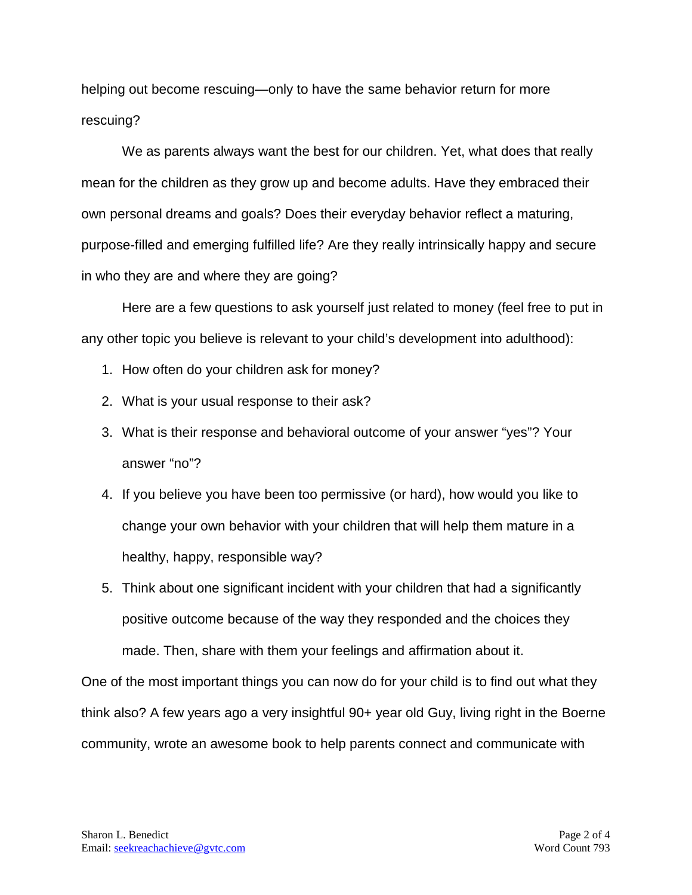helping out become rescuing—only to have the same behavior return for more rescuing?

We as parents always want the best for our children. Yet, what does that really mean for the children as they grow up and become adults. Have they embraced their own personal dreams and goals? Does their everyday behavior reflect a maturing, purpose-filled and emerging fulfilled life? Are they really intrinsically happy and secure in who they are and where they are going?

Here are a few questions to ask yourself just related to money (feel free to put in any other topic you believe is relevant to your child's development into adulthood):

1. How often do your children ask for money?
2. What is your usual response to their ask?
3. What is their response and behavioral outcome of your answer "yes"? Your answer "no"?
4. If you believe you have been too permissive (or hard), how would you like to change your own behavior with your children that will help them mature in a healthy, happy, responsible way?
5. Think about one significant incident with your children that had a significantly positive outcome because of the way they responded and the choices they made. Then, share with them your feelings and affirmation about it.

One of the most important things you can now do for your child is to find out what they think also? A few years ago a very insightful 90+ year old Guy, living right in the Boerne community, wrote an awesome book to help parents connect and communicate with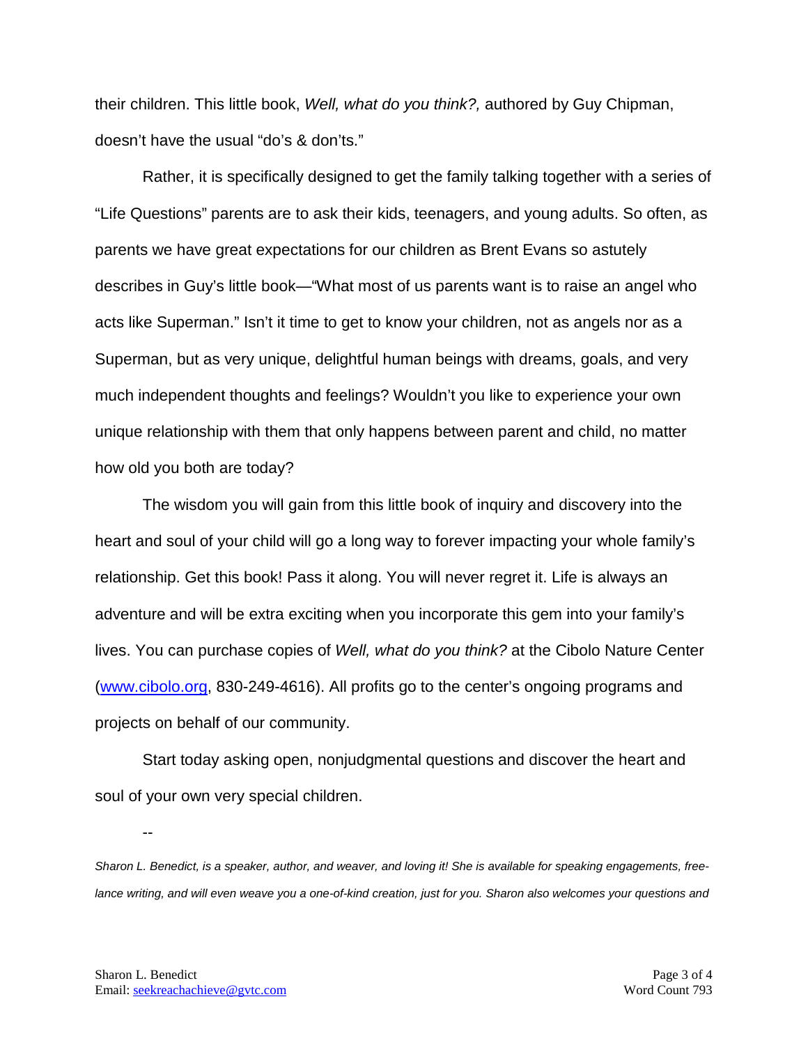their children. This little book, *Well, what do you think?,* authored by Guy Chipman, doesn't have the usual "do's & don'ts."

Rather, it is specifically designed to get the family talking together with a series of "Life Questions" parents are to ask their kids, teenagers, and young adults. So often, as parents we have great expectations for our children as Brent Evans so astutely describes in Guy's little book—"What most of us parents want is to raise an angel who acts like Superman." Isn't it time to get to know your children, not as angels nor as a Superman, but as very unique, delightful human beings with dreams, goals, and very much independent thoughts and feelings? Wouldn't you like to experience your own unique relationship with them that only happens between parent and child, no matter how old you both are today?

The wisdom you will gain from this little book of inquiry and discovery into the heart and soul of your child will go a long way to forever impacting your whole family's relationship. Get this book! Pass it along. You will never regret it. Life is always an adventure and will be extra exciting when you incorporate this gem into your family's lives. You can purchase copies of *Well, what do you think?* at the Cibolo Nature Center (www.cibolo.org, 830-249-4616). All profits go to the center's ongoing programs and projects on behalf of our community.

Start today asking open, nonjudgmental questions and discover the heart and soul of your own very special children.

--

*Sharon L. Benedict, is a speaker, author, and weaver, and loving it! She is available for speaking engagements, free-lance writing, and will even weave you a one-of-kind creation, just for you. Sharon also welcomes your questions and*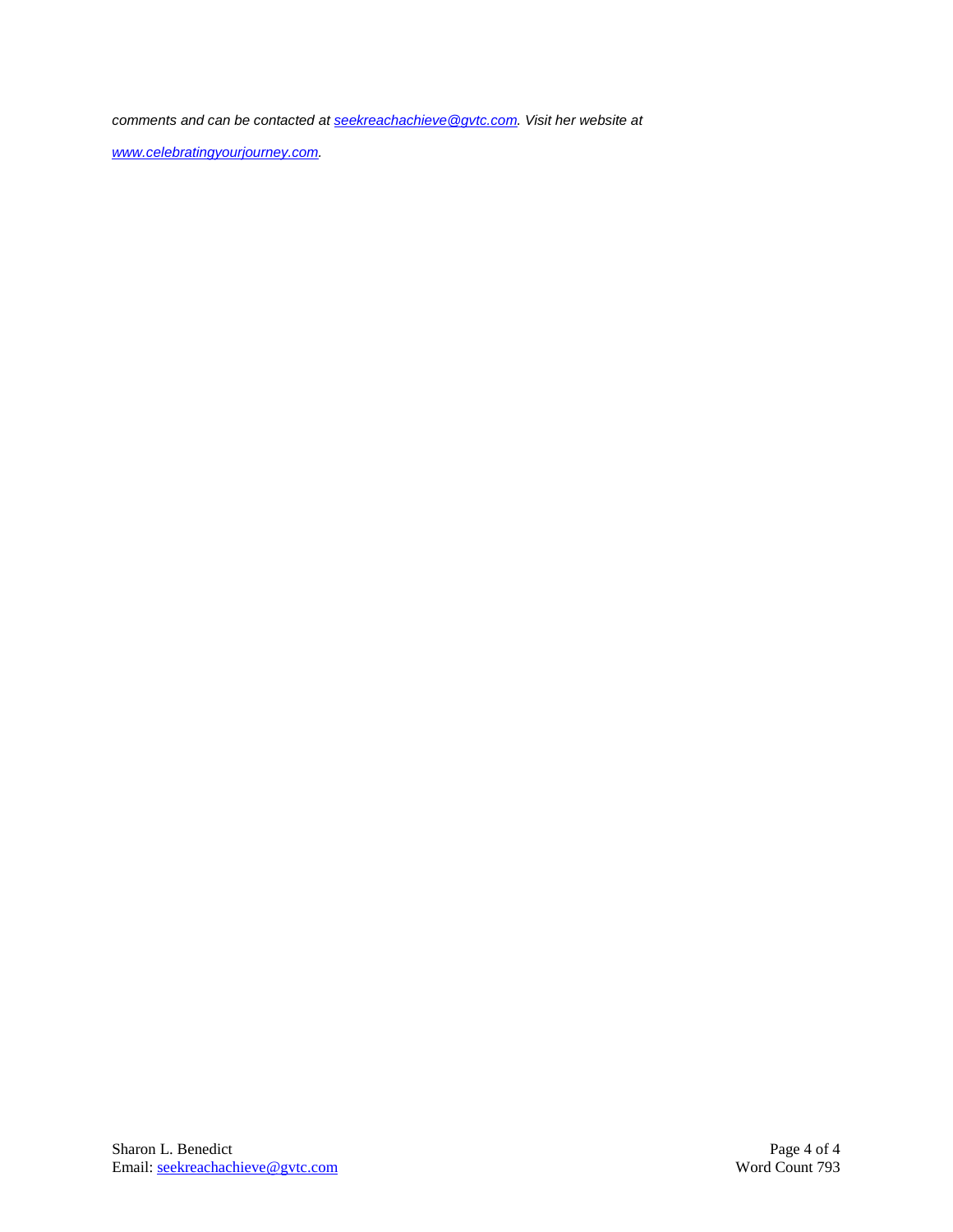*comments and can be contacted at [seekreachachieve@gvtc.com](mailto:seekreachachieve@gvtc.com). Visit her website at [www.celebratingyourjourney.com](http://www.celebratingyourjourney.com).*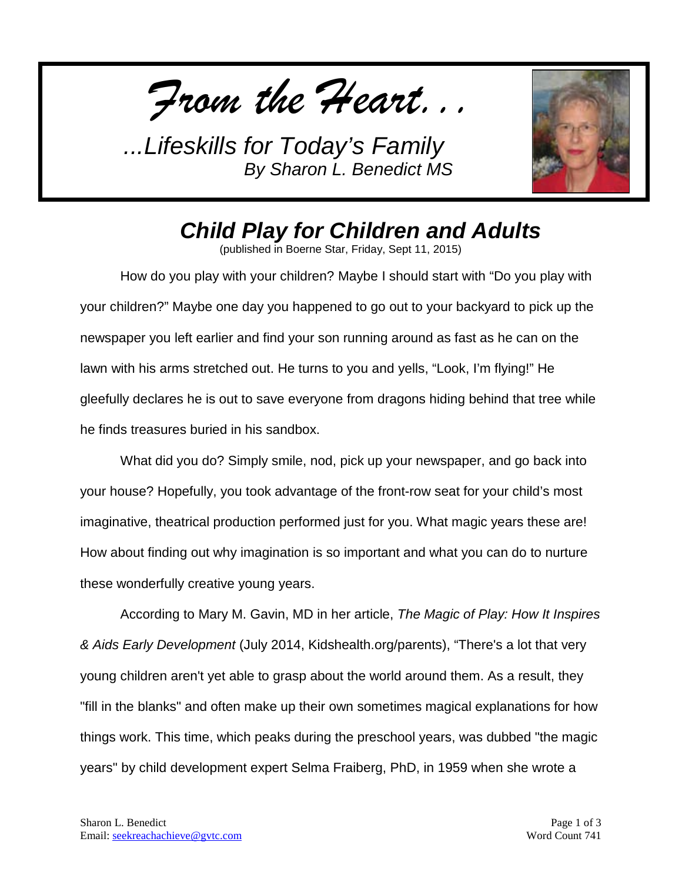*From the Heart...*

*...Lifeskills for Today's Family*
*By Sharon L. Benedict MS*

# *Child Play for Children and Adults*

(published in Boerne Star, Friday, Sept 11, 2015)

How do you play with your children? Maybe I should start with "Do you play with your children?" Maybe one day you happened to go out to your backyard to pick up the newspaper you left earlier and find your son running around as fast as he can on the lawn with his arms stretched out. He turns to you and yells, "Look, I'm flying!" He gleefully declares he is out to save everyone from dragons hiding behind that tree while he finds treasures buried in his sandbox.

What did you do? Simply smile, nod, pick up your newspaper, and go back into your house? Hopefully, you took advantage of the front-row seat for your child's most imaginative, theatrical production performed just for you. What magic years these are! How about finding out why imagination is so important and what you can do to nurture these wonderfully creative young years.

According to Mary M. Gavin, MD in her article, *The Magic of Play: How It Inspires & Aids Early Development* (July 2014, Kidshealth.org/parents), "There's a lot that very young children aren't yet able to grasp about the world around them. As a result, they "fill in the blanks" and often make up their own sometimes magical explanations for how things work. This time, which peaks during the preschool years, was dubbed "the magic years" by child development expert Selma Fraiberg, PhD, in 1959 when she wrote a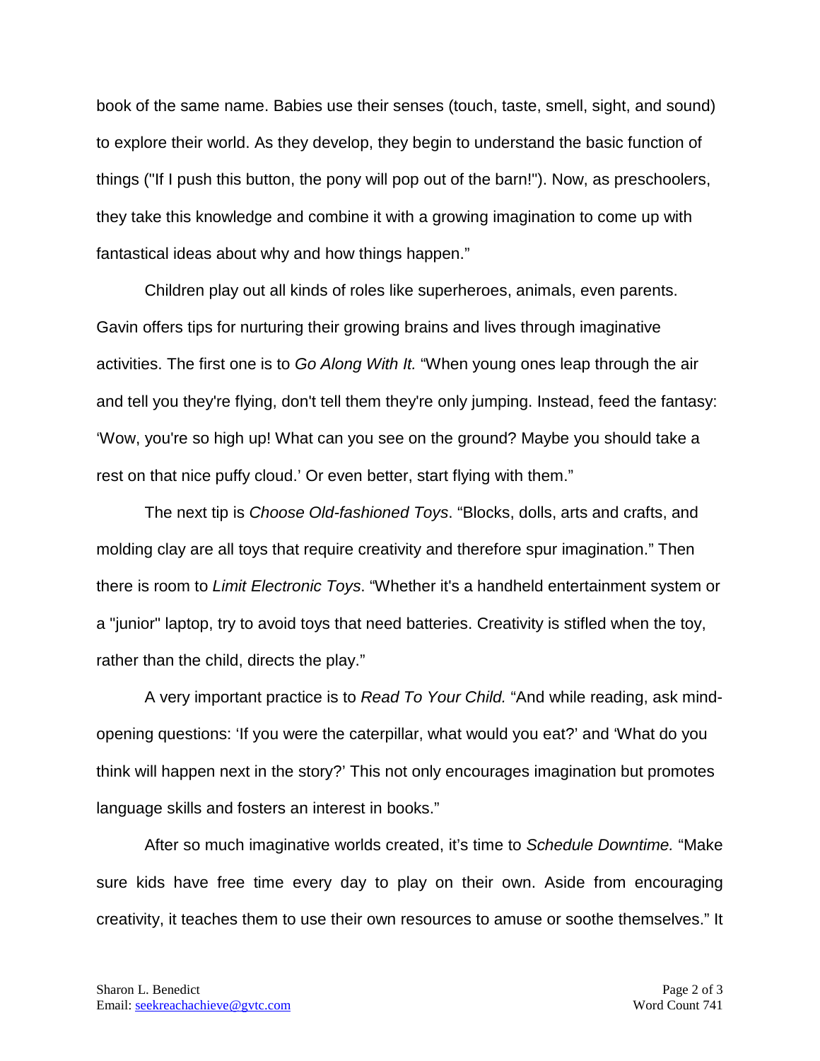book of the same name. Babies use their senses (touch, taste, smell, sight, and sound) to explore their world. As they develop, they begin to understand the basic function of things ("If I push this button, the pony will pop out of the barn!"). Now, as preschoolers, they take this knowledge and combine it with a growing imagination to come up with fantastical ideas about why and how things happen."

Children play out all kinds of roles like superheroes, animals, even parents. Gavin offers tips for nurturing their growing brains and lives through imaginative activities. The first one is to *Go Along With It.* "When young ones leap through the air and tell you they're flying, don't tell them they're only jumping. Instead, feed the fantasy: 'Wow, you're so high up! What can you see on the ground? Maybe you should take a rest on that nice puffy cloud.' Or even better, start flying with them."

The next tip is *Choose Old-fashioned Toys*. "Blocks, dolls, arts and crafts, and molding clay are all toys that require creativity and therefore spur imagination." Then there is room to *Limit Electronic Toys*. "Whether it's a handheld entertainment system or a "junior" laptop, try to avoid toys that need batteries. Creativity is stifled when the toy, rather than the child, directs the play."

A very important practice is to *Read To Your Child.* "And while reading, ask mind-opening questions: 'If you were the caterpillar, what would you eat?' and 'What do you think will happen next in the story?' This not only encourages imagination but promotes language skills and fosters an interest in books."

After so much imaginative worlds created, it's time to *Schedule Downtime.* "Make sure kids have free time every day to play on their own. Aside from encouraging creativity, it teaches them to use their own resources to amuse or soothe themselves." It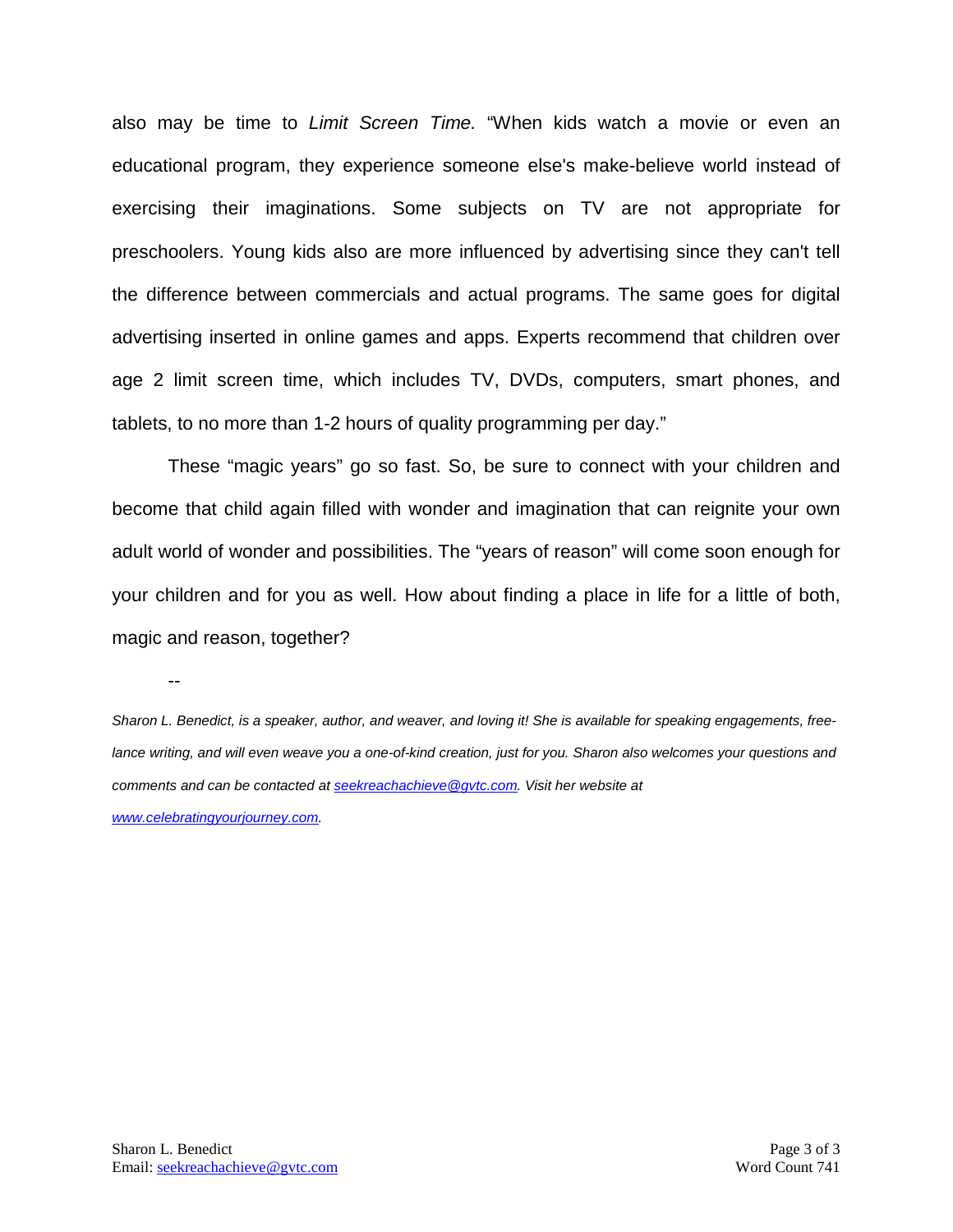also may be time to *Limit Screen Time.* "When kids watch a movie or even an educational program, they experience someone else's make-believe world instead of exercising their imaginations. Some subjects on TV are not appropriate for preschoolers. Young kids also are more influenced by advertising since they can't tell the difference between commercials and actual programs. The same goes for digital advertising inserted in online games and apps. Experts recommend that children over age 2 limit screen time, which includes TV, DVDs, computers, smart phones, and tablets, to no more than 1-2 hours of quality programming per day."

These "magic years" go so fast. So, be sure to connect with your children and become that child again filled with wonder and imagination that can reignite your own adult world of wonder and possibilities. The "years of reason" will come soon enough for your children and for you as well. How about finding a place in life for a little of both, magic and reason, together?

--

*Sharon L. Benedict, is a speaker, author, and weaver, and loving it! She is available for speaking engagements, free-lance writing, and will even weave you a one-of-kind creation, just for you. Sharon also welcomes your questions and comments and can be contacted at [seekreachachieve@gvtc.com](mailto:seekreachachieve@gvtc.com). Visit her website at [www.celebratingyourjourney.com](http://www.celebratingyourjourney.com).*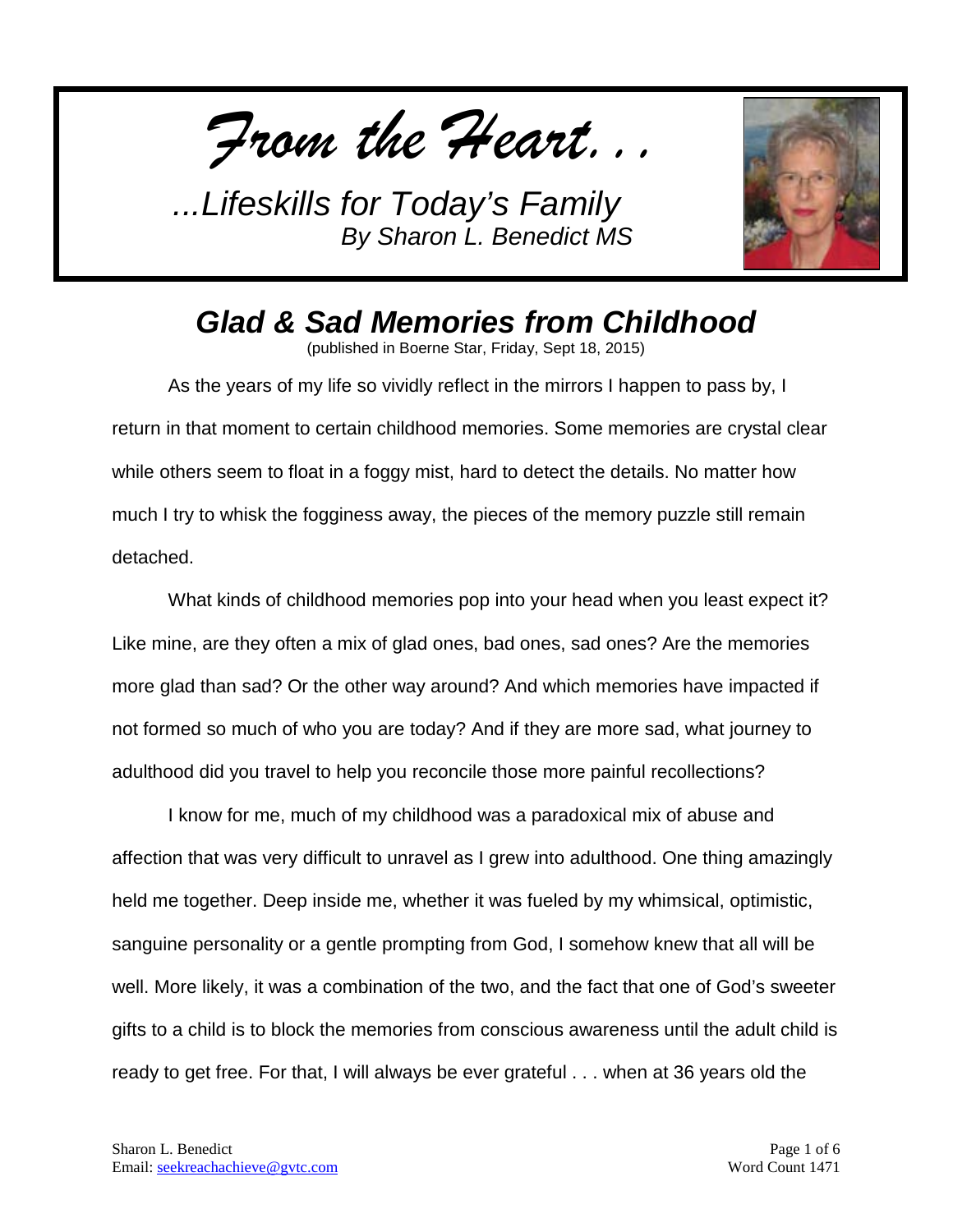*From the Heart. . .*

*...Lifeskills for Today's Family*
*By Sharon L. Benedict MS*

# *Glad & Sad Memories from Childhood*

(published in Boerne Star, Friday, Sept 18, 2015)

As the years of my life so vividly reflect in the mirrors I happen to pass by, I return in that moment to certain childhood memories. Some memories are crystal clear while others seem to float in a foggy mist, hard to detect the details. No matter how much I try to whisk the fogginess away, the pieces of the memory puzzle still remain detached.

What kinds of childhood memories pop into your head when you least expect it? Like mine, are they often a mix of glad ones, bad ones, sad ones? Are the memories more glad than sad? Or the other way around? And which memories have impacted if not formed so much of who you are today? And if they are more sad, what journey to adulthood did you travel to help you reconcile those more painful recollections?

I know for me, much of my childhood was a paradoxical mix of abuse and affection that was very difficult to unravel as I grew into adulthood. One thing amazingly held me together. Deep inside me, whether it was fueled by my whimsical, optimistic, sanguine personality or a gentle prompting from God, I somehow knew that all will be well. More likely, it was a combination of the two, and the fact that one of God's sweeter gifts to a child is to block the memories from conscious awareness until the adult child is ready to get free. For that, I will always be ever grateful . . . when at 36 years old the

Sharon L. Benedict
Email: seekreachachieve@gvtc.com

Word Count 1471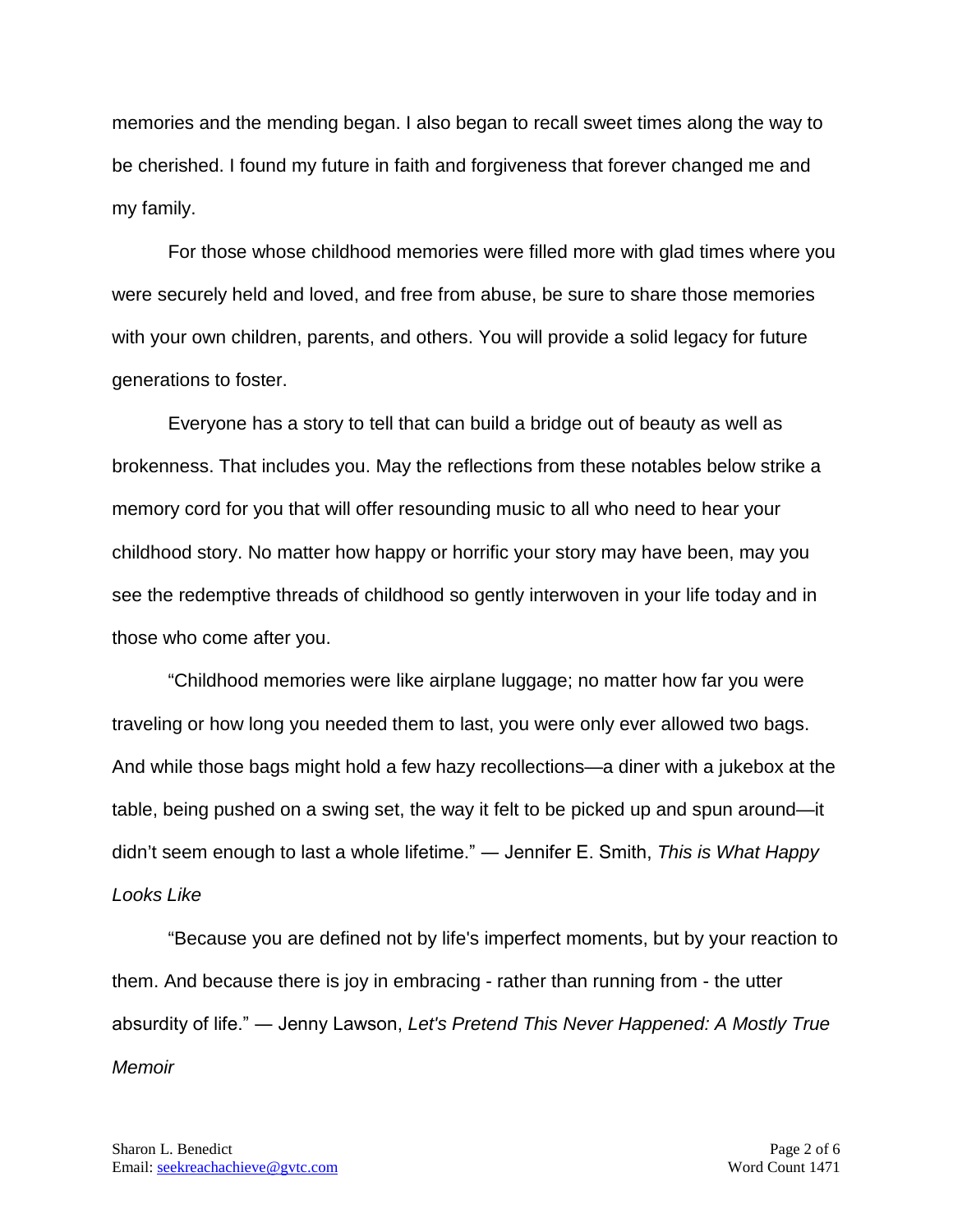memories and the mending began. I also began to recall sweet times along the way to be cherished. I found my future in faith and forgiveness that forever changed me and my family.

For those whose childhood memories were filled more with glad times where you were securely held and loved, and free from abuse, be sure to share those memories with your own children, parents, and others. You will provide a solid legacy for future generations to foster.

Everyone has a story to tell that can build a bridge out of beauty as well as brokenness. That includes you. May the reflections from these notables below strike a memory cord for you that will offer resounding music to all who need to hear your childhood story. No matter how happy or horrific your story may have been, may you see the redemptive threads of childhood so gently interwoven in your life today and in those who come after you.

"Childhood memories were like airplane luggage; no matter how far you were traveling or how long you needed them to last, you were only ever allowed two bags. And while those bags might hold a few hazy recollections—a diner with a jukebox at the table, being pushed on a swing set, the way it felt to be picked up and spun around—it didn't seem enough to last a whole lifetime." — Jennifer E. Smith, *This is What Happy Looks Like*

"Because you are defined not by life's imperfect moments, but by your reaction to them. And because there is joy in embracing - rather than running from - the utter absurdity of life." — Jenny Lawson, *Let's Pretend This Never Happened: A Mostly True Memoir*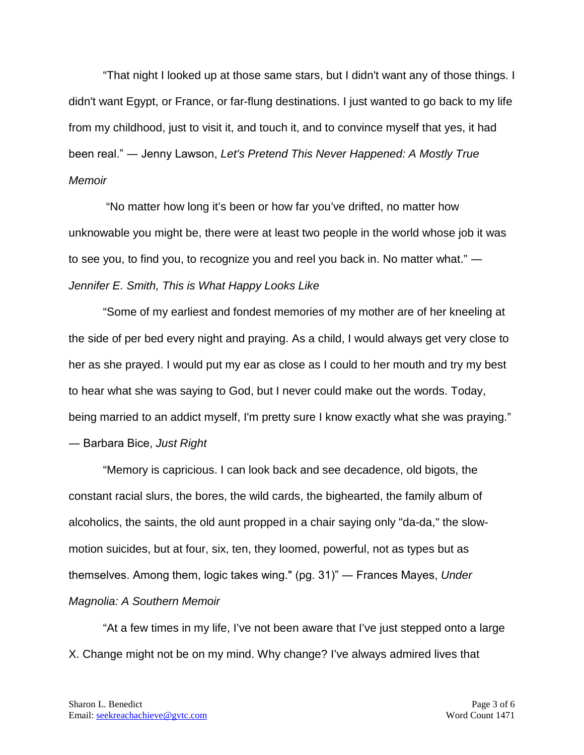“That night I looked up at those same stars, but I didn't want any of those things. I didn't want Egypt, or France, or far-flung destinations. I just wanted to go back to my life from my childhood, just to visit it, and touch it, and to convince myself that yes, it had been real.” — Jenny Lawson, *Let's Pretend This Never Happened: A Mostly True Memoir*

“No matter how long it’s been or how far you’ve drifted, no matter how unknowable you might be, there were at least two people in the world whose job it was to see you, to find you, to recognize you and reel you back in. No matter what.” — *Jennifer E. Smith, This is What Happy Looks Like*

“Some of my earliest and fondest memories of my mother are of her kneeling at the side of per bed every night and praying. As a child, I would always get very close to her as she prayed. I would put my ear as close as I could to her mouth and try my best to hear what she was saying to God, but I never could make out the words. Today, being married to an addict myself, I'm pretty sure I know exactly what she was praying.” — Barbara Bice, *Just Right*

“Memory is capricious. I can look back and see decadence, old bigots, the constant racial slurs, the bores, the wild cards, the bighearted, the family album of alcoholics, the saints, the old aunt propped in a chair saying only "da-da," the slow-motion suicides, but at four, six, ten, they loomed, powerful, not as types but as themselves. Among them, logic takes wing." (pg. 31)” — Frances Mayes, *Under Magnolia: A Southern Memoir*

“At a few times in my life, I’ve not been aware that I’ve just stepped onto a large X. Change might not be on my mind. Why change? I’ve always admired lives that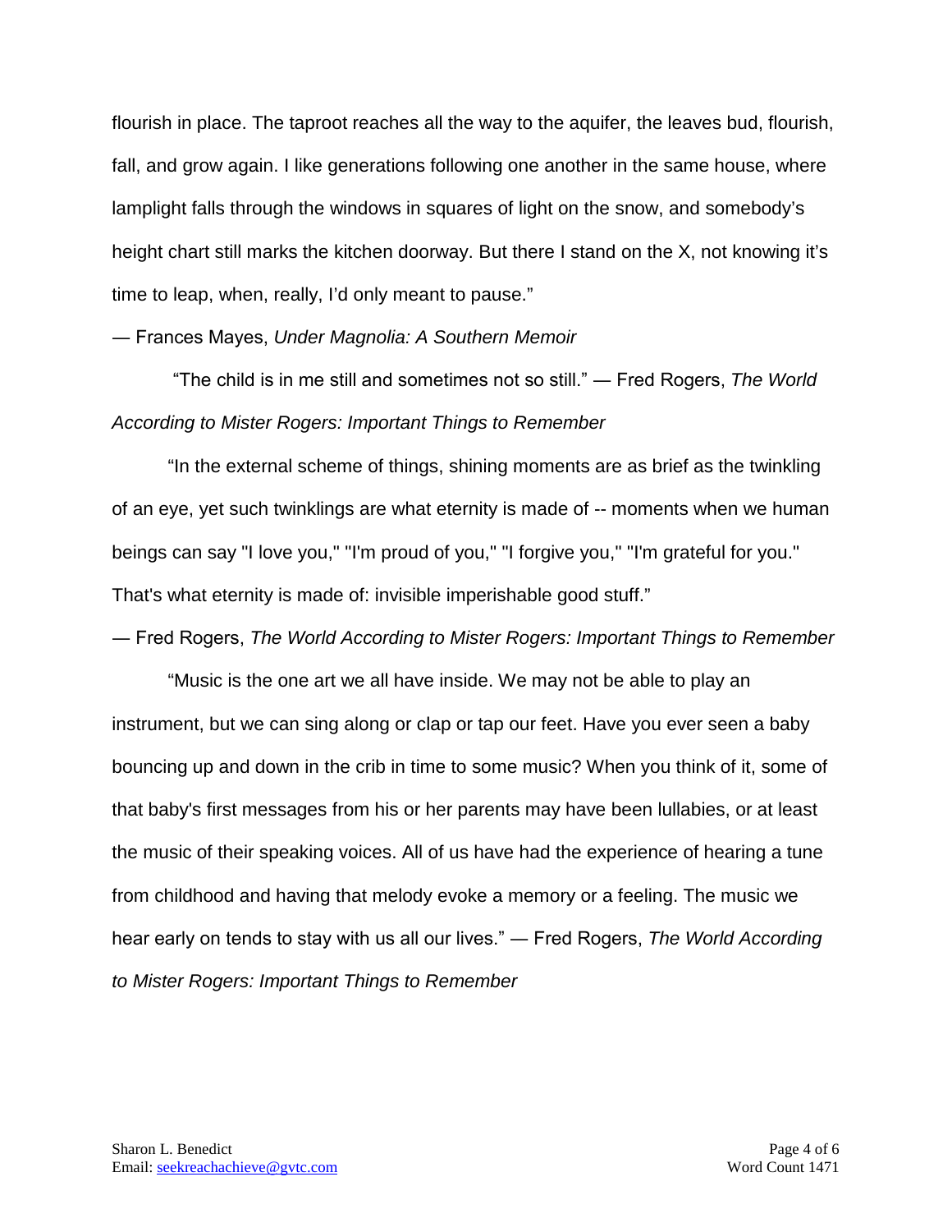flourish in place. The taproot reaches all the way to the aquifer, the leaves bud, flourish, fall, and grow again. I like generations following one another in the same house, where lamplight falls through the windows in squares of light on the snow, and somebody's height chart still marks the kitchen doorway. But there I stand on the X, not knowing it's time to leap, when, really, I'd only meant to pause."

— Frances Mayes, *Under Magnolia: A Southern Memoir*

"The child is in me still and sometimes not so still." — Fred Rogers, *The World According to Mister Rogers: Important Things to Remember*

"In the external scheme of things, shining moments are as brief as the twinkling of an eye, yet such twinklings are what eternity is made of -- moments when we human beings can say "I love you," "I'm proud of you," "I forgive you," "I'm grateful for you." That's what eternity is made of: invisible imperishable good stuff."

— Fred Rogers, *The World According to Mister Rogers: Important Things to Remember*

"Music is the one art we all have inside. We may not be able to play an instrument, but we can sing along or clap or tap our feet. Have you ever seen a baby bouncing up and down in the crib in time to some music? When you think of it, some of that baby's first messages from his or her parents may have been lullabies, or at least the music of their speaking voices. All of us have had the experience of hearing a tune from childhood and having that melody evoke a memory or a feeling. The music we hear early on tends to stay with us all our lives." — Fred Rogers, *The World According to Mister Rogers: Important Things to Remember*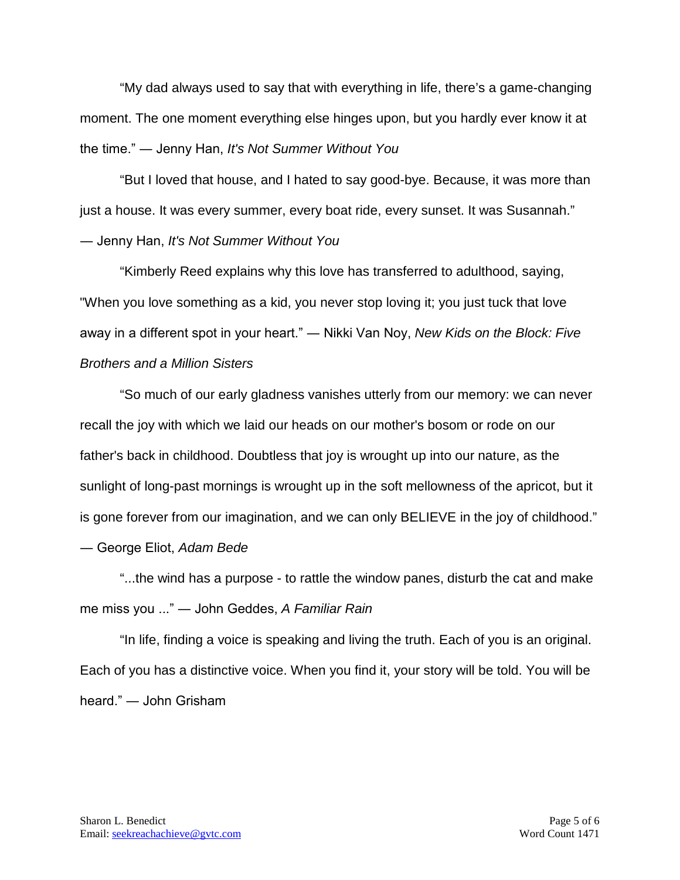"My dad always used to say that with everything in life, there's a game-changing moment. The one moment everything else hinges upon, but you hardly ever know it at the time." — Jenny Han, *It's Not Summer Without You*

"But I loved that house, and I hated to say good-bye. Because, it was more than just a house. It was every summer, every boat ride, every sunset. It was Susannah." — Jenny Han, *It's Not Summer Without You*

"Kimberly Reed explains why this love has transferred to adulthood, saying, "When you love something as a kid, you never stop loving it; you just tuck that love away in a different spot in your heart." — Nikki Van Noy, *New Kids on the Block: Five Brothers and a Million Sisters*

"So much of our early gladness vanishes utterly from our memory: we can never recall the joy with which we laid our heads on our mother's bosom or rode on our father's back in childhood. Doubtless that joy is wrought up into our nature, as the sunlight of long-past mornings is wrought up in the soft mellowness of the apricot, but it is gone forever from our imagination, and we can only BELIEVE in the joy of childhood." — George Eliot, *Adam Bede*

"...the wind has a purpose - to rattle the window panes, disturb the cat and make me miss you ..." — John Geddes, *A Familiar Rain*

"In life, finding a voice is speaking and living the truth. Each of you is an original. Each of you has a distinctive voice. When you find it, your story will be told. You will be heard." — John Grisham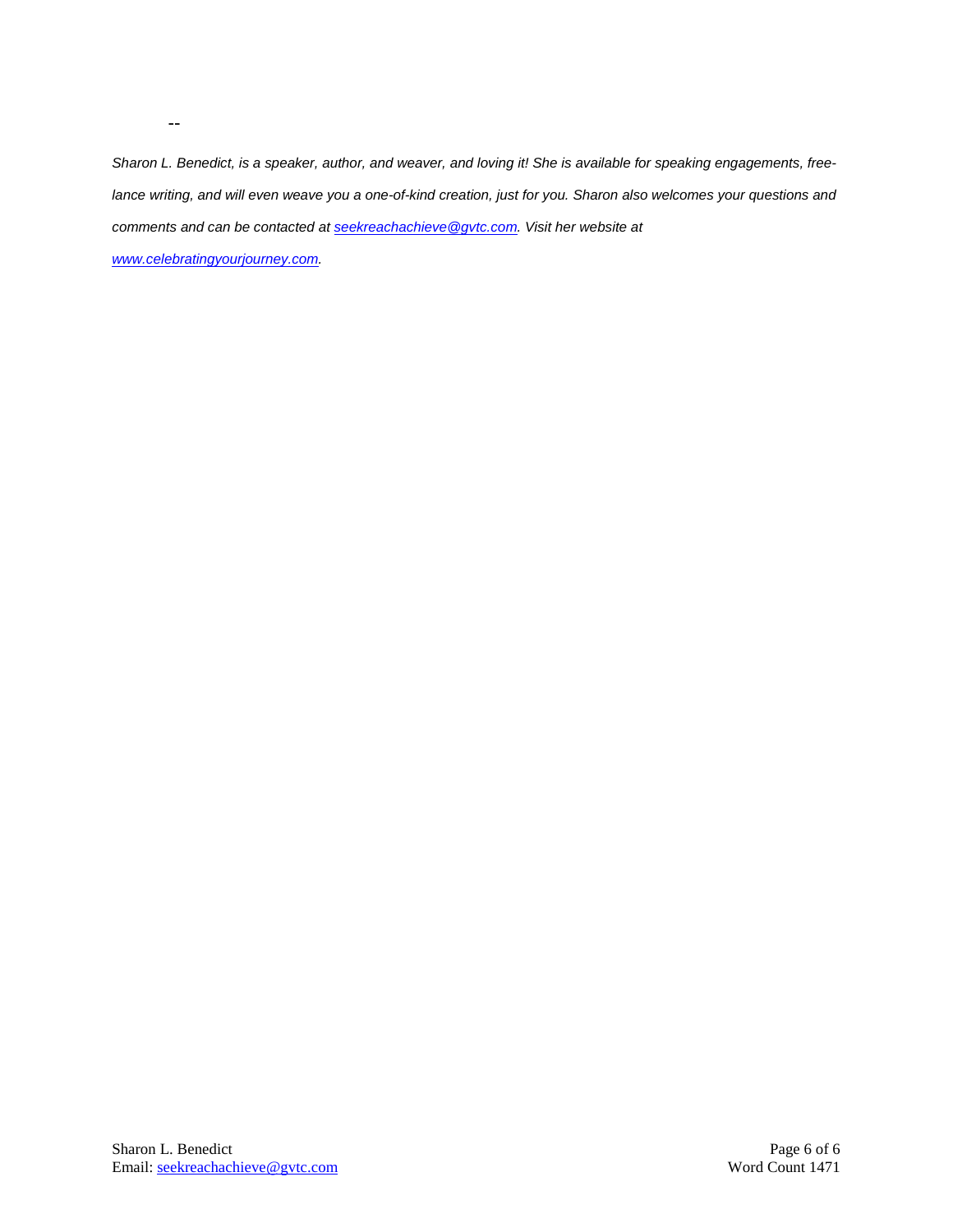--

*Sharon L. Benedict, is a speaker, author, and weaver, and loving it! She is available for speaking engagements, free-lance writing, and will even weave you a one-of-kind creation, just for you. Sharon also welcomes your questions and comments and can be contacted at [seekreachachieve@gvtc.com](mailto:seekreachachieve@gvtc.com). Visit her website at [www.celebratingyourjourney.com](http://www.celebratingyourjourney.com).*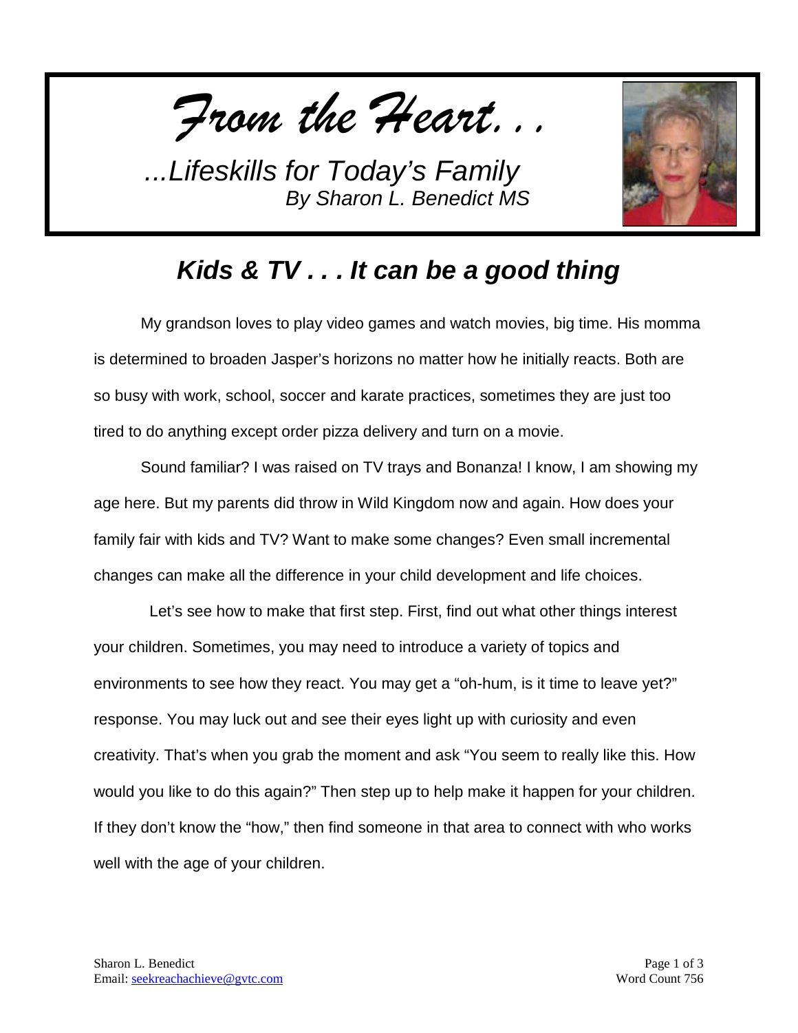*From the Heart. . .*

*...Lifeskills for Today's Family*
*By Sharon L. Benedict MS*

## *Kids & TV . . . It can be a good thing*

My grandson loves to play video games and watch movies, big time. His momma is determined to broaden Jasper's horizons no matter how he initially reacts. Both are so busy with work, school, soccer and karate practices, sometimes they are just too tired to do anything except order pizza delivery and turn on a movie.

Sound familiar? I was raised on TV trays and Bonanza! I know, I am showing my age here. But my parents did throw in Wild Kingdom now and again. How does your family fair with kids and TV? Want to make some changes? Even small incremental changes can make all the difference in your child development and life choices.

Let's see how to make that first step. First, find out what other things interest your children. Sometimes, you may need to introduce a variety of topics and environments to see how they react. You may get a "oh-hum, is it time to leave yet?" response. You may luck out and see their eyes light up with curiosity and even creativity. That's when you grab the moment and ask "You seem to really like this. How would you like to do this again?" Then step up to help make it happen for your children. If they don't know the "how," then find someone in that area to connect with who works well with the age of your children.

Sharon L. Benedict
Email: seekreachachieve@gvtc.com

Word Count 756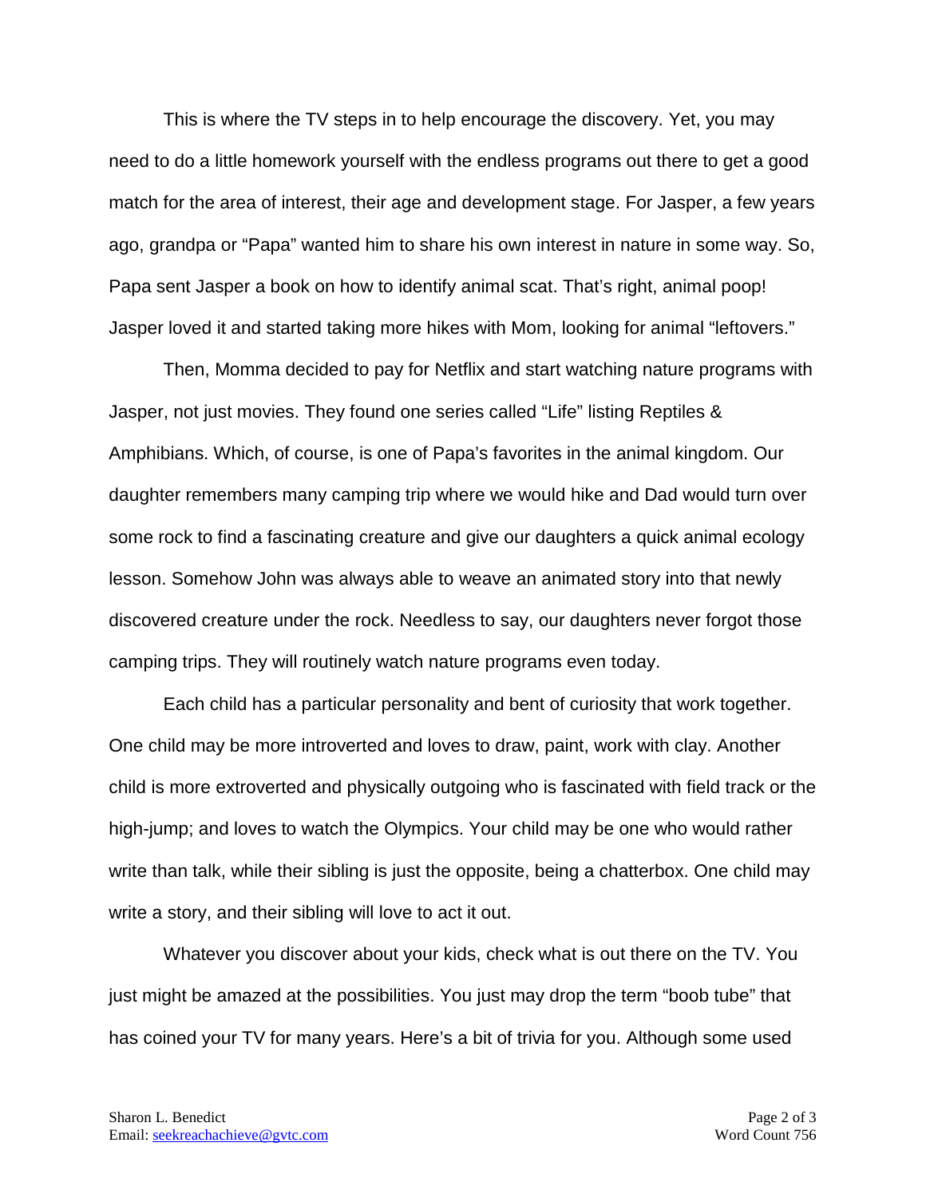This is where the TV steps in to help encourage the discovery. Yet, you may need to do a little homework yourself with the endless programs out there to get a good match for the area of interest, their age and development stage. For Jasper, a few years ago, grandpa or "Papa" wanted him to share his own interest in nature in some way. So, Papa sent Jasper a book on how to identify animal scat. That's right, animal poop! Jasper loved it and started taking more hikes with Mom, looking for animal "leftovers."

Then, Momma decided to pay for Netflix and start watching nature programs with Jasper, not just movies. They found one series called "Life" listing Reptiles & Amphibians. Which, of course, is one of Papa's favorites in the animal kingdom. Our daughter remembers many camping trip where we would hike and Dad would turn over some rock to find a fascinating creature and give our daughters a quick animal ecology lesson. Somehow John was always able to weave an animated story into that newly discovered creature under the rock. Needless to say, our daughters never forgot those camping trips. They will routinely watch nature programs even today.

Each child has a particular personality and bent of curiosity that work together. One child may be more introverted and loves to draw, paint, work with clay. Another child is more extroverted and physically outgoing who is fascinated with field track or the high-jump; and loves to watch the Olympics. Your child may be one who would rather write than talk, while their sibling is just the opposite, being a chatterbox. One child may write a story, and their sibling will love to act it out.

Whatever you discover about your kids, check what is out there on the TV. You just might be amazed at the possibilities. You just may drop the term "boob tube" that has coined your TV for many years. Here's a bit of trivia for you. Although some used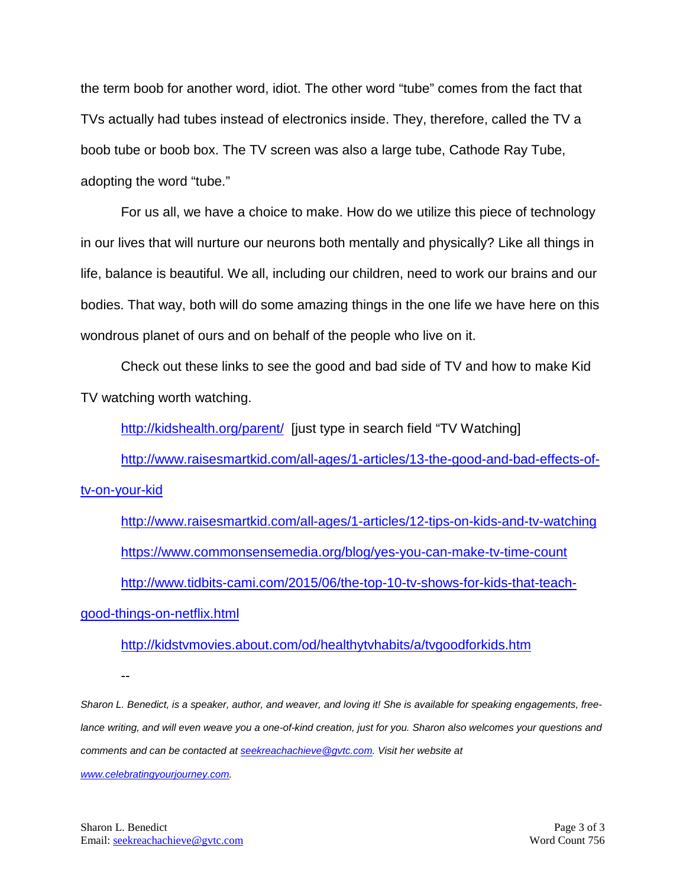the term boob for another word, idiot. The other word “tube” comes from the fact that TVs actually had tubes instead of electronics inside. They, therefore, called the TV a boob tube or boob box. The TV screen was also a large tube, Cathode Ray Tube, adopting the word “tube.”

For us all, we have a choice to make. How do we utilize this piece of technology in our lives that will nurture our neurons both mentally and physically? Like all things in life, balance is beautiful. We all, including our children, need to work our brains and our bodies. That way, both will do some amazing things in the one life we have here on this wondrous planet of ours and on behalf of the people who live on it.

Check out these links to see the good and bad side of TV and how to make Kid TV watching worth watching.

http://kidshealth.org/parent/ [just type in search field “TV Watching]

http://www.raisesmartkid.com/all-ages/1-articles/13-the-good-and-bad-effects-of-tv-on-your-kid

http://www.raisesmartkid.com/all-ages/1-articles/12-tips-on-kids-and-tv-watching

https://www.commonsensemedia.org/blog/yes-you-can-make-tv-time-count

http://www.tidbits-cami.com/2015/06/the-top-10-tv-shows-for-kids-that-teach-good-things-on-netflix.html

http://kidstvmovies.about.com/od/healthytvhabits/a/tvgoodforkids.htm

--

*Sharon L. Benedict, is a speaker, author, and weaver, and loving it! She is available for speaking engagements, free-lance writing, and will even weave you a one-of-kind creation, just for you. Sharon also welcomes your questions and comments and can be contacted at seekreachachieve@gvtc.com. Visit her website at www.celebratingyourjourney.com.*

Sharon L. Benedict
Email: seekreachachieve@gvtc.com

Word Count 756